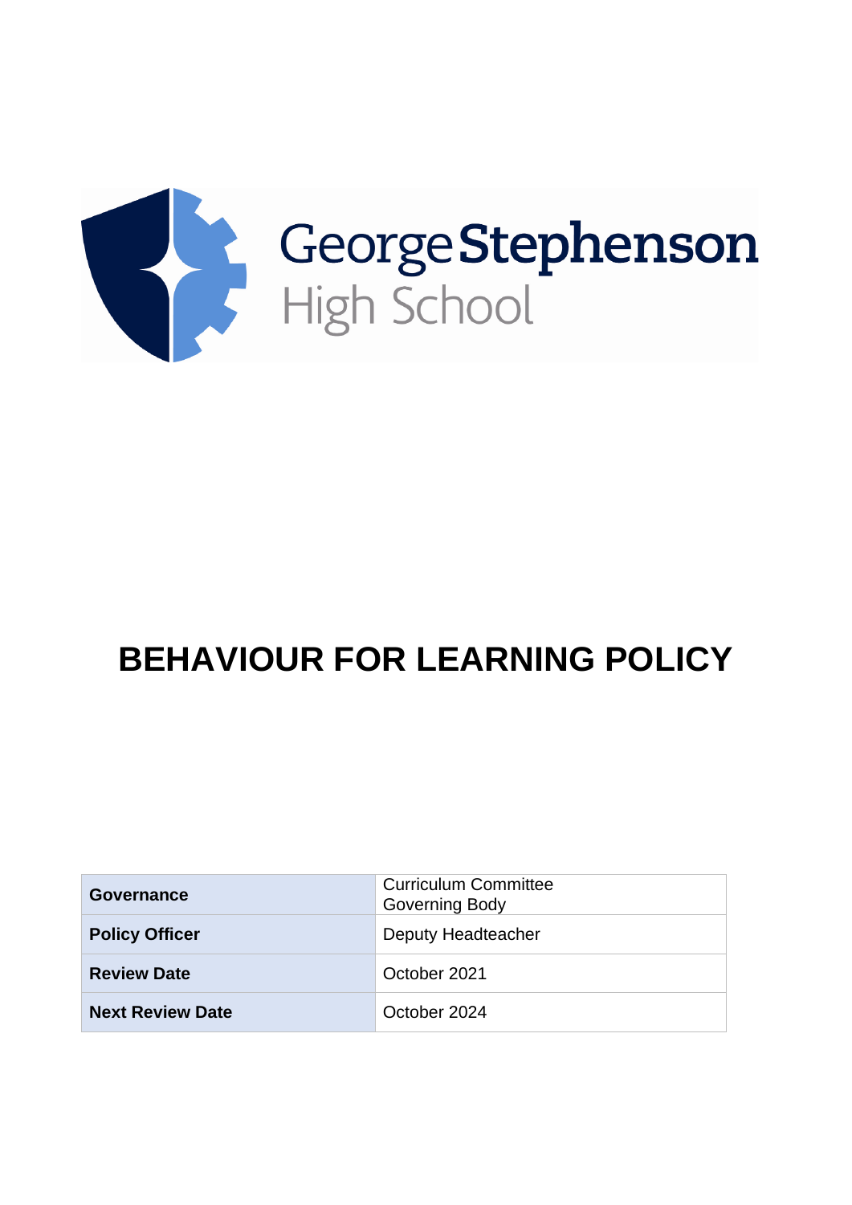George Stephenson
High School

# BEHAVIOUR FOR LEARNING POLICY

| Governance | Curriculum Committee<br>Governing Body |
|---|---|
| **Policy Officer** | Deputy Headteacher |
| **Review Date** | October 2021 |
| **Next Review Date** | October 2024 |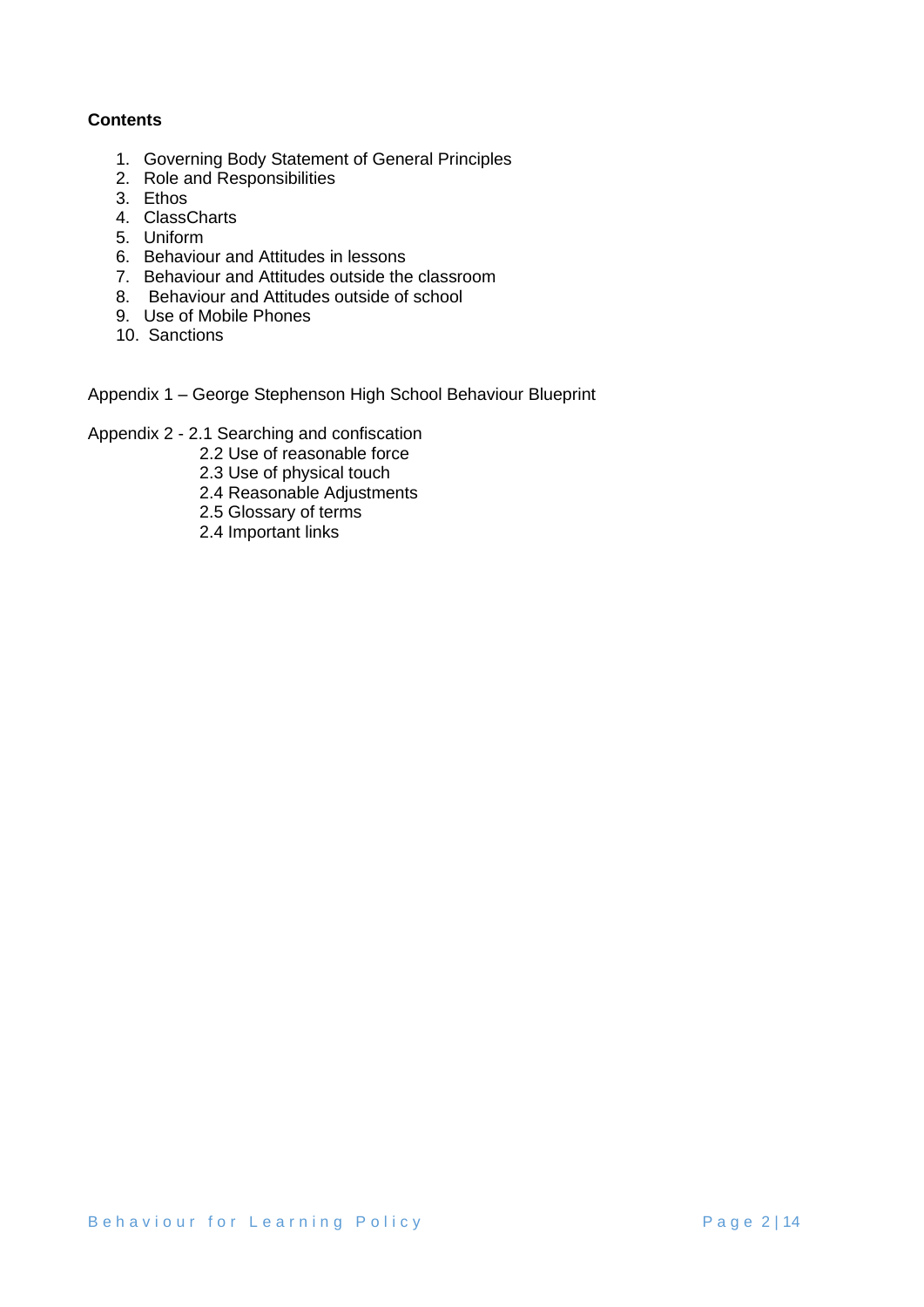**Contents**

1. Governing Body Statement of General Principles
2. Role and Responsibilities
3. Ethos
4. ClassCharts
5. Uniform
6. Behaviour and Attitudes in lessons
7. Behaviour and Attitudes outside the classroom
8. Behaviour and Attitudes outside of school
9. Use of Mobile Phones
10. Sanctions

Appendix 1 – George Stephenson High School Behaviour Blueprint

Appendix 2 - 2.1 Searching and confiscation
2.2 Use of reasonable force
2.3 Use of physical touch
2.4 Reasonable Adjustments
2.5 Glossary of terms
2.4 Important links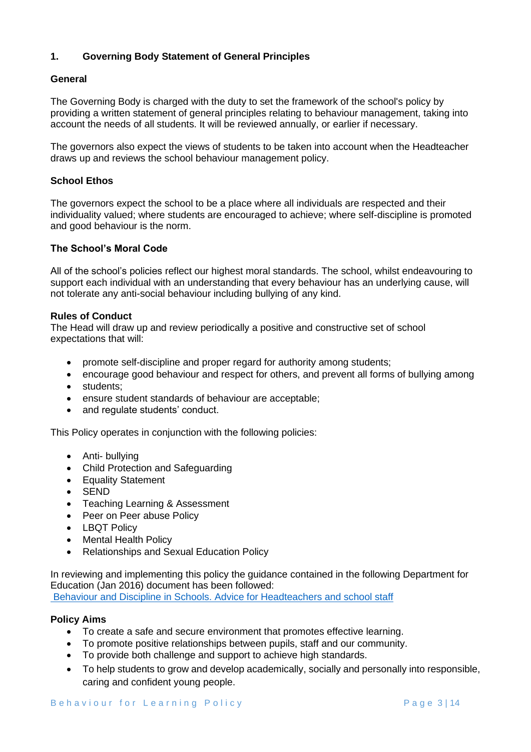## 1. Governing Body Statement of General Principles

### General

The Governing Body is charged with the duty to set the framework of the school's policy by providing a written statement of general principles relating to behaviour management, taking into account the needs of all students. It will be reviewed annually, or earlier if necessary.

The governors also expect the views of students to be taken into account when the Headteacher draws up and reviews the school behaviour management policy.

### School Ethos

The governors expect the school to be a place where all individuals are respected and their individuality valued; where students are encouraged to achieve; where self-discipline is promoted and good behaviour is the norm.

### The School's Moral Code

All of the school's policies reflect our highest moral standards. The school, whilst endeavouring to support each individual with an understanding that every behaviour has an underlying cause, will not tolerate any anti-social behaviour including bullying of any kind.

### Rules of Conduct

The Head will draw up and review periodically a positive and constructive set of school expectations that will:

- promote self-discipline and proper regard for authority among students;
- encourage good behaviour and respect for others, and prevent all forms of bullying among
- students;
- ensure student standards of behaviour are acceptable;
- and regulate students' conduct.

This Policy operates in conjunction with the following policies:

- Anti- bullying
- Child Protection and Safeguarding
- Equality Statement
- SEND
- Teaching Learning & Assessment
- Peer on Peer abuse Policy
- LBQT Policy
- Mental Health Policy
- Relationships and Sexual Education Policy

In reviewing and implementing this policy the guidance contained in the following Department for Education (Jan 2016) document has been followed:
Behaviour and Discipline in Schools. Advice for Headteachers and school staff

### Policy Aims

- To create a safe and secure environment that promotes effective learning.
- To promote positive relationships between pupils, staff and our community.
- To provide both challenge and support to achieve high standards.
- To help students to grow and develop academically, socially and personally into responsible, caring and confident young people.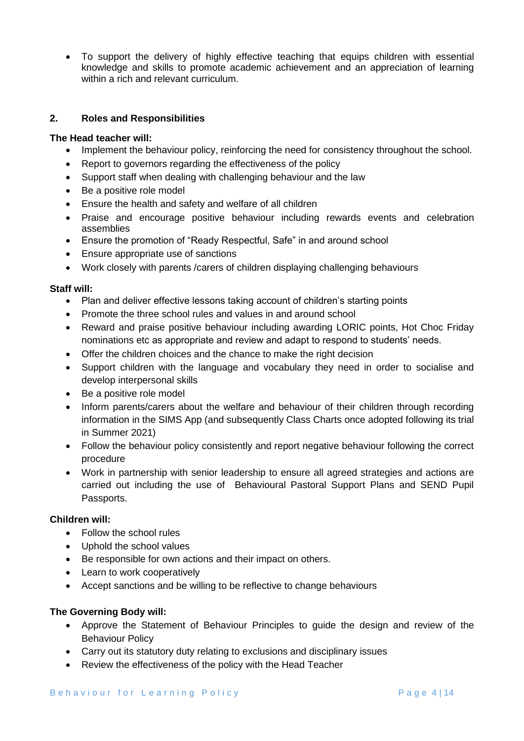- To support the delivery of highly effective teaching that equips children with essential knowledge and skills to promote academic achievement and an appreciation of learning within a rich and relevant curriculum.

## 2. Roles and Responsibilities

**The Head teacher will:**

- Implement the behaviour policy, reinforcing the need for consistency throughout the school.
- Report to governors regarding the effectiveness of the policy
- Support staff when dealing with challenging behaviour and the law
- Be a positive role model
- Ensure the health and safety and welfare of all children
- Praise and encourage positive behaviour including rewards events and celebration assemblies
- Ensure the promotion of "Ready Respectful, Safe" in and around school
- Ensure appropriate use of sanctions
- Work closely with parents /carers of children displaying challenging behaviours

**Staff will:**

- Plan and deliver effective lessons taking account of children's starting points
- Promote the three school rules and values in and around school
- Reward and praise positive behaviour including awarding LORIC points, Hot Choc Friday nominations etc as appropriate and review and adapt to respond to students' needs.
- Offer the children choices and the chance to make the right decision
- Support children with the language and vocabulary they need in order to socialise and develop interpersonal skills
- Be a positive role model
- Inform parents/carers about the welfare and behaviour of their children through recording information in the SIMS App (and subsequently Class Charts once adopted following its trial in Summer 2021)
- Follow the behaviour policy consistently and report negative behaviour following the correct procedure
- Work in partnership with senior leadership to ensure all agreed strategies and actions are carried out including the use of Behavioural Pastoral Support Plans and SEND Pupil Passports.

**Children will:**

- Follow the school rules
- Uphold the school values
- Be responsible for own actions and their impact on others.
- Learn to work cooperatively
- Accept sanctions and be willing to be reflective to change behaviours

**The Governing Body will:**

- Approve the Statement of Behaviour Principles to guide the design and review of the Behaviour Policy
- Carry out its statutory duty relating to exclusions and disciplinary issues
- Review the effectiveness of the policy with the Head Teacher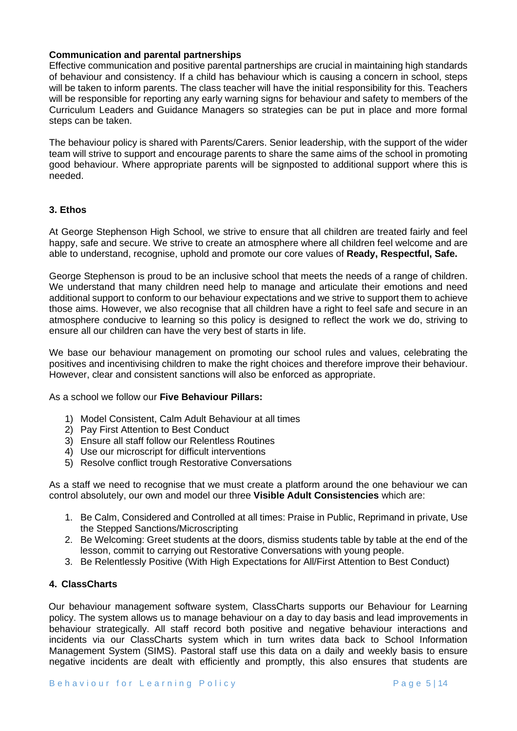**Communication and parental partnerships**

Effective communication and positive parental partnerships are crucial in maintaining high standards of behaviour and consistency. If a child has behaviour which is causing a concern in school, steps will be taken to inform parents. The class teacher will have the initial responsibility for this. Teachers will be responsible for reporting any early warning signs for behaviour and safety to members of the Curriculum Leaders and Guidance Managers so strategies can be put in place and more formal steps can be taken.

The behaviour policy is shared with Parents/Carers. Senior leadership, with the support of the wider team will strive to support and encourage parents to share the same aims of the school in promoting good behaviour. Where appropriate parents will be signposted to additional support where this is needed.

## 3. Ethos

At George Stephenson High School, we strive to ensure that all children are treated fairly and feel happy, safe and secure. We strive to create an atmosphere where all children feel welcome and are able to understand, recognise, uphold and promote our core values of **Ready, Respectful, Safe.**

George Stephenson is proud to be an inclusive school that meets the needs of a range of children. We understand that many children need help to manage and articulate their emotions and need additional support to conform to our behaviour expectations and we strive to support them to achieve those aims. However, we also recognise that all children have a right to feel safe and secure in an atmosphere conducive to learning so this policy is designed to reflect the work we do, striving to ensure all our children can have the very best of starts in life.

We base our behaviour management on promoting our school rules and values, celebrating the positives and incentivising children to make the right choices and therefore improve their behaviour. However, clear and consistent sanctions will also be enforced as appropriate.

As a school we follow our **Five Behaviour Pillars:**

1) Model Consistent, Calm Adult Behaviour at all times
2) Pay First Attention to Best Conduct
3) Ensure all staff follow our Relentless Routines
4) Use our microscript for difficult interventions
5) Resolve conflict trough Restorative Conversations

As a staff we need to recognise that we must create a platform around the one behaviour we can control absolutely, our own and model our three **Visible Adult Consistencies** which are:

1. Be Calm, Considered and Controlled at all times: Praise in Public, Reprimand in private, Use the Stepped Sanctions/Microscripting
2. Be Welcoming: Greet students at the doors, dismiss students table by table at the end of the lesson, commit to carrying out Restorative Conversations with young people.
3. Be Relentlessly Positive (With High Expectations for All/First Attention to Best Conduct)

## 4. ClassCharts

Our behaviour management software system, ClassCharts supports our Behaviour for Learning policy. The system allows us to manage behaviour on a day to day basis and lead improvements in behaviour strategically. All staff record both positive and negative behaviour interactions and incidents via our ClassCharts system which in turn writes data back to School Information Management System (SIMS). Pastoral staff use this data on a daily and weekly basis to ensure negative incidents are dealt with efficiently and promptly, this also ensures that students are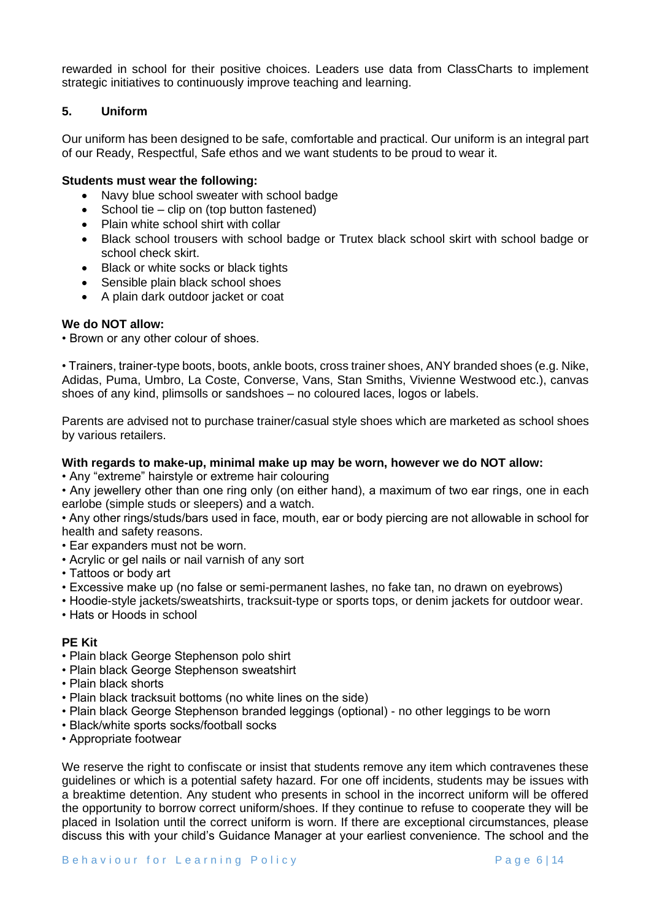rewarded in school for their positive choices. Leaders use data from ClassCharts to implement strategic initiatives to continuously improve teaching and learning.

## 5. Uniform

Our uniform has been designed to be safe, comfortable and practical. Our uniform is an integral part of our Ready, Respectful, Safe ethos and we want students to be proud to wear it.

**Students must wear the following:**

- Navy blue school sweater with school badge
- School tie – clip on (top button fastened)
- Plain white school shirt with collar
- Black school trousers with school badge or Trutex black school skirt with school badge or school check skirt.
- Black or white socks or black tights
- Sensible plain black school shoes
- A plain dark outdoor jacket or coat

**We do NOT allow:**

• Brown or any other colour of shoes.

• Trainers, trainer-type boots, boots, ankle boots, cross trainer shoes, ANY branded shoes (e.g. Nike, Adidas, Puma, Umbro, La Coste, Converse, Vans, Stan Smiths, Vivienne Westwood etc.), canvas shoes of any kind, plimsolls or sandshoes – no coloured laces, logos or labels.

Parents are advised not to purchase trainer/casual style shoes which are marketed as school shoes by various retailers.

**With regards to make-up, minimal make up may be worn, however we do NOT allow:**

• Any "extreme" hairstyle or extreme hair colouring
• Any jewellery other than one ring only (on either hand), a maximum of two ear rings, one in each earlobe (simple studs or sleepers) and a watch.
• Any other rings/studs/bars used in face, mouth, ear or body piercing are not allowable in school for health and safety reasons.
• Ear expanders must not be worn.
• Acrylic or gel nails or nail varnish of any sort
• Tattoos or body art
• Excessive make up (no false or semi-permanent lashes, no fake tan, no drawn on eyebrows)
• Hoodie-style jackets/sweatshirts, tracksuit-type or sports tops, or denim jackets for outdoor wear.
• Hats or Hoods in school

**PE Kit**

• Plain black George Stephenson polo shirt
• Plain black George Stephenson sweatshirt
• Plain black shorts
• Plain black tracksuit bottoms (no white lines on the side)
• Plain black George Stephenson branded leggings (optional) - no other leggings to be worn
• Black/white sports socks/football socks
• Appropriate footwear

We reserve the right to confiscate or insist that students remove any item which contravenes these guidelines or which is a potential safety hazard. For one off incidents, students may be issues with a breaktime detention. Any student who presents in school in the incorrect uniform will be offered the opportunity to borrow correct uniform/shoes. If they continue to refuse to cooperate they will be placed in Isolation until the correct uniform is worn. If there are exceptional circumstances, please discuss this with your child's Guidance Manager at your earliest convenience. The school and the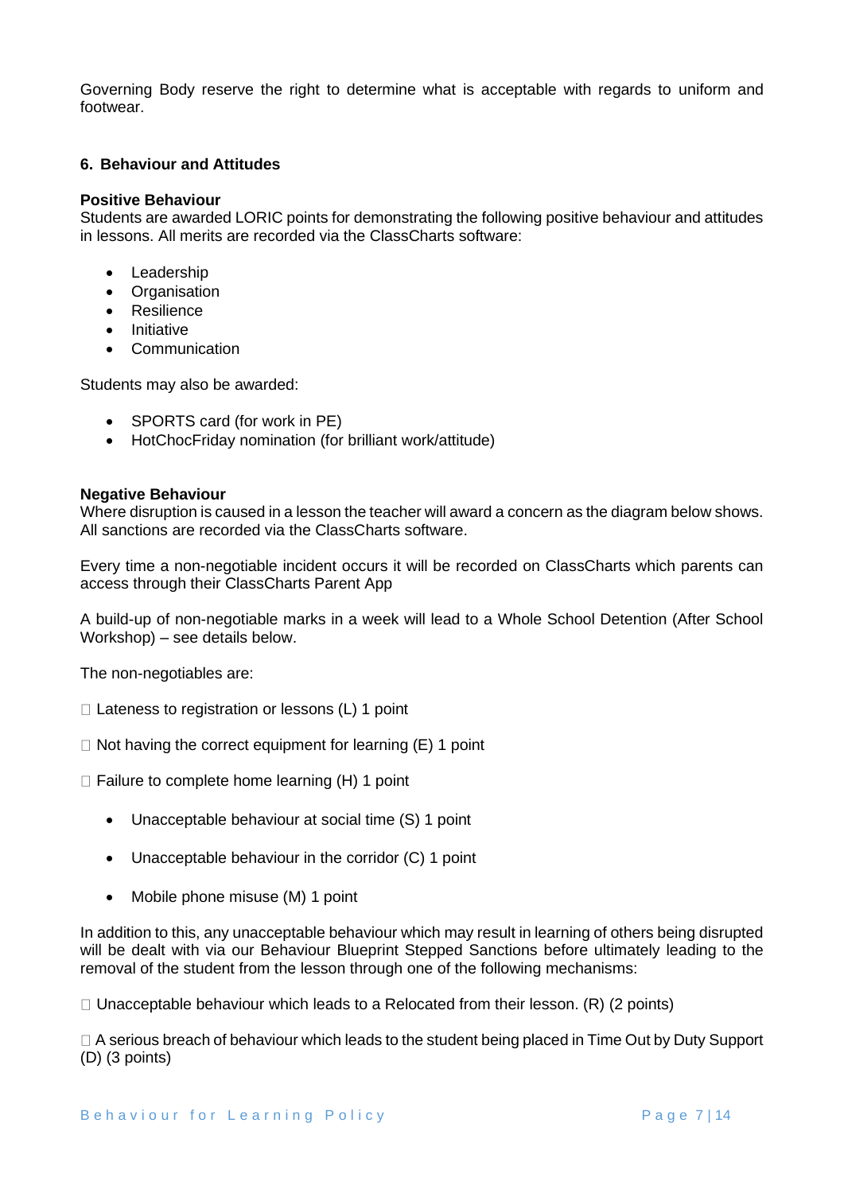Governing Body reserve the right to determine what is acceptable with regards to uniform and footwear.

## 6. Behaviour and Attitudes

### Positive Behaviour

Students are awarded LORIC points for demonstrating the following positive behaviour and attitudes in lessons. All merits are recorded via the ClassCharts software:

- Leadership
- Organisation
- Resilience
- Initiative
- Communication

Students may also be awarded:

- SPORTS card (for work in PE)
- HotChocFriday nomination (for brilliant work/attitude)

### Negative Behaviour

Where disruption is caused in a lesson the teacher will award a concern as the diagram below shows. All sanctions are recorded via the ClassCharts software.

Every time a non-negotiable incident occurs it will be recorded on ClassCharts which parents can access through their ClassCharts Parent App

A build-up of non-negotiable marks in a week will lead to a Whole School Detention (After School Workshop) – see details below.

The non-negotiables are:

- Lateness to registration or lessons (L) 1 point
- Not having the correct equipment for learning (E) 1 point
- Failure to complete home learning (H) 1 point
- Unacceptable behaviour at social time (S) 1 point
- Unacceptable behaviour in the corridor (C) 1 point
- Mobile phone misuse (M) 1 point

In addition to this, any unacceptable behaviour which may result in learning of others being disrupted will be dealt with via our Behaviour Blueprint Stepped Sanctions before ultimately leading to the removal of the student from the lesson through one of the following mechanisms:

- Unacceptable behaviour which leads to a Relocated from their lesson. (R) (2 points)
- A serious breach of behaviour which leads to the student being placed in Time Out by Duty Support (D) (3 points)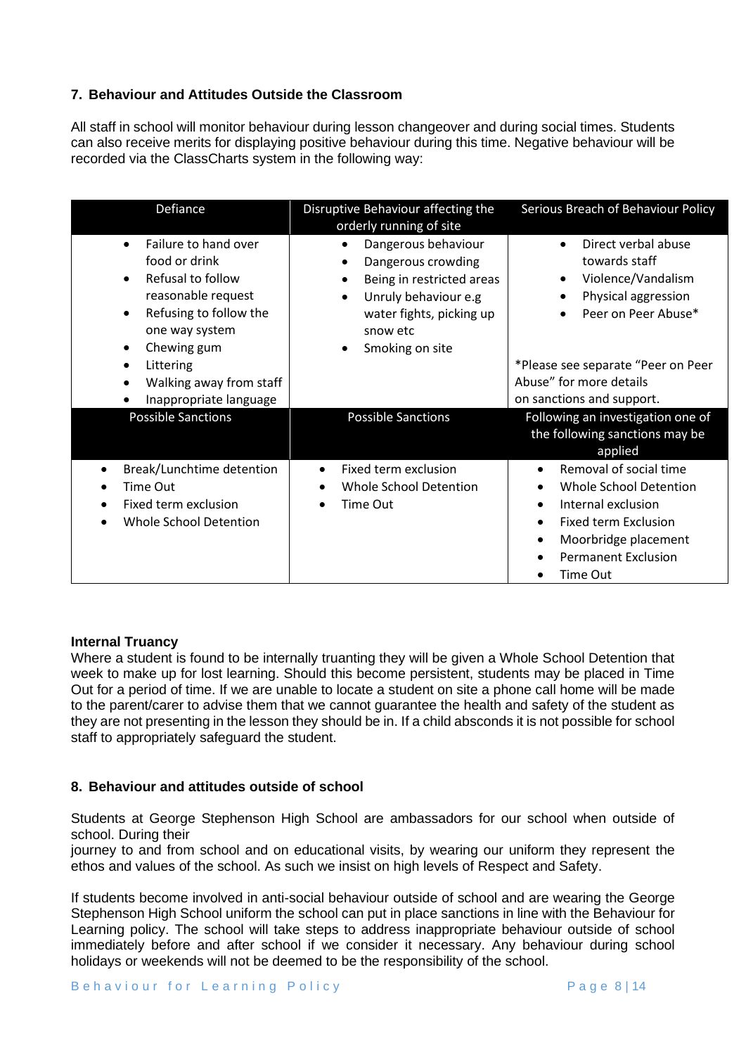## 7. Behaviour and Attitudes Outside the Classroom

All staff in school will monitor behaviour during lesson changeover and during social times. Students can also receive merits for displaying positive behaviour during this time. Negative behaviour will be recorded via the ClassCharts system in the following way:

| Defiance | Disruptive Behaviour affecting the orderly running of site | Serious Breach of Behaviour Policy |
|---|---|---|
| • Failure to hand over food or drink<br>• Refusal to follow reasonable request<br>• Refusing to follow the one way system<br>• Chewing gum<br>• Littering<br>• Walking away from staff<br>• Inappropriate language | • Dangerous behaviour<br>• Dangerous crowding<br>• Being in restricted areas<br>• Unruly behaviour e.g water fights, picking up snow etc<br>• Smoking on site | • Direct verbal abuse towards staff<br>• Violence/Vandalism<br>• Physical aggression<br>• Peer on Peer Abuse*<br><br>*Please see separate "Peer on Peer Abuse" for more details on sanctions and support. |
| **Possible Sanctions** | **Possible Sanctions** | **Following an investigation one of the following sanctions may be applied** |
| • Break/Lunchtime detention<br>• Time Out<br>• Fixed term exclusion<br>• Whole School Detention | • Fixed term exclusion<br>• Whole School Detention<br>• Time Out | • Removal of social time<br>• Whole School Detention<br>• Internal exclusion<br>• Fixed term Exclusion<br>• Moorbridge placement<br>• Permanent Exclusion<br>• Time Out |

**Internal Truancy**

Where a student is found to be internally truanting they will be given a Whole School Detention that week to make up for lost learning. Should this become persistent, students may be placed in Time Out for a period of time. If we are unable to locate a student on site a phone call home will be made to the parent/carer to advise them that we cannot guarantee the health and safety of the student as they are not presenting in the lesson they should be in. If a child absconds it is not possible for school staff to appropriately safeguard the student.

## 8. Behaviour and attitudes outside of school

Students at George Stephenson High School are ambassadors for our school when outside of school. During their journey to and from school and on educational visits, by wearing our uniform they represent the ethos and values of the school. As such we insist on high levels of Respect and Safety.

If students become involved in anti-social behaviour outside of school and are wearing the George Stephenson High School uniform the school can put in place sanctions in line with the Behaviour for Learning policy. The school will take steps to address inappropriate behaviour outside of school immediately before and after school if we consider it necessary. Any behaviour during school holidays or weekends will not be deemed to be the responsibility of the school.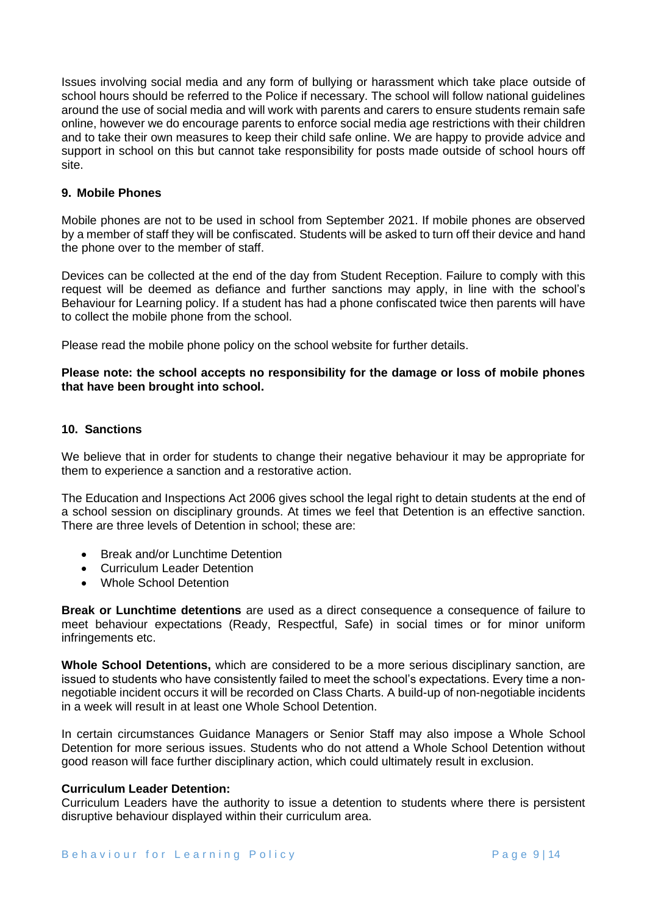Issues involving social media and any form of bullying or harassment which take place outside of school hours should be referred to the Police if necessary. The school will follow national guidelines around the use of social media and will work with parents and carers to ensure students remain safe online, however we do encourage parents to enforce social media age restrictions with their children and to take their own measures to keep their child safe online. We are happy to provide advice and support in school on this but cannot take responsibility for posts made outside of school hours off site.

## 9. Mobile Phones

Mobile phones are not to be used in school from September 2021. If mobile phones are observed by a member of staff they will be confiscated. Students will be asked to turn off their device and hand the phone over to the member of staff.

Devices can be collected at the end of the day from Student Reception. Failure to comply with this request will be deemed as defiance and further sanctions may apply, in line with the school's Behaviour for Learning policy. If a student has had a phone confiscated twice then parents will have to collect the mobile phone from the school.

Please read the mobile phone policy on the school website for further details.

**Please note: the school accepts no responsibility for the damage or loss of mobile phones that have been brought into school.**

## 10. Sanctions

We believe that in order for students to change their negative behaviour it may be appropriate for them to experience a sanction and a restorative action.

The Education and Inspections Act 2006 gives school the legal right to detain students at the end of a school session on disciplinary grounds. At times we feel that Detention is an effective sanction. There are three levels of Detention in school; these are:

- Break and/or Lunchtime Detention
- Curriculum Leader Detention
- Whole School Detention

**Break or Lunchtime detentions** are used as a direct consequence a consequence of failure to meet behaviour expectations (Ready, Respectful, Safe) in social times or for minor uniform infringements etc.

**Whole School Detentions,** which are considered to be a more serious disciplinary sanction, are issued to students who have consistently failed to meet the school's expectations. Every time a non-negotiable incident occurs it will be recorded on Class Charts. A build-up of non-negotiable incidents in a week will result in at least one Whole School Detention.

In certain circumstances Guidance Managers or Senior Staff may also impose a Whole School Detention for more serious issues. Students who do not attend a Whole School Detention without good reason will face further disciplinary action, which could ultimately result in exclusion.

**Curriculum Leader Detention:**
Curriculum Leaders have the authority to issue a detention to students where there is persistent disruptive behaviour displayed within their curriculum area.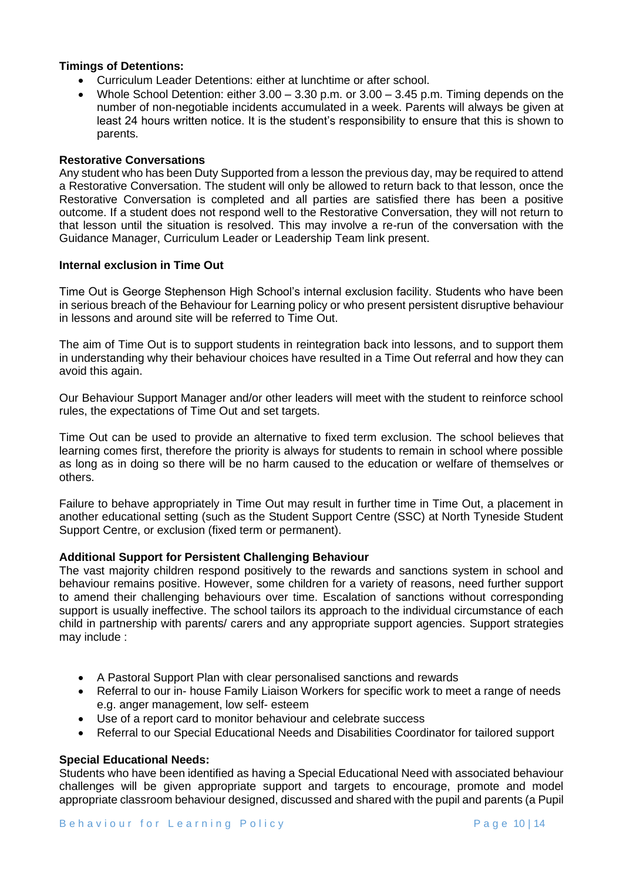**Timings of Detentions:**

- Curriculum Leader Detentions: either at lunchtime or after school.
- Whole School Detention: either 3.00 – 3.30 p.m. or 3.00 – 3.45 p.m. Timing depends on the number of non-negotiable incidents accumulated in a week. Parents will always be given at least 24 hours written notice. It is the student's responsibility to ensure that this is shown to parents.

**Restorative Conversations**

Any student who has been Duty Supported from a lesson the previous day, may be required to attend a Restorative Conversation. The student will only be allowed to return back to that lesson, once the Restorative Conversation is completed and all parties are satisfied there has been a positive outcome. If a student does not respond well to the Restorative Conversation, they will not return to that lesson until the situation is resolved. This may involve a re-run of the conversation with the Guidance Manager, Curriculum Leader or Leadership Team link present.

**Internal exclusion in Time Out**

Time Out is George Stephenson High School's internal exclusion facility. Students who have been in serious breach of the Behaviour for Learning policy or who present persistent disruptive behaviour in lessons and around site will be referred to Time Out.

The aim of Time Out is to support students in reintegration back into lessons, and to support them in understanding why their behaviour choices have resulted in a Time Out referral and how they can avoid this again.

Our Behaviour Support Manager and/or other leaders will meet with the student to reinforce school rules, the expectations of Time Out and set targets.

Time Out can be used to provide an alternative to fixed term exclusion. The school believes that learning comes first, therefore the priority is always for students to remain in school where possible as long as in doing so there will be no harm caused to the education or welfare of themselves or others.

Failure to behave appropriately in Time Out may result in further time in Time Out, a placement in another educational setting (such as the Student Support Centre (SSC) at North Tyneside Student Support Centre, or exclusion (fixed term or permanent).

**Additional Support for Persistent Challenging Behaviour**

The vast majority children respond positively to the rewards and sanctions system in school and behaviour remains positive. However, some children for a variety of reasons, need further support to amend their challenging behaviours over time. Escalation of sanctions without corresponding support is usually ineffective. The school tailors its approach to the individual circumstance of each child in partnership with parents/ carers and any appropriate support agencies. Support strategies may include :

- A Pastoral Support Plan with clear personalised sanctions and rewards
- Referral to our in- house Family Liaison Workers for specific work to meet a range of needs e.g. anger management, low self- esteem
- Use of a report card to monitor behaviour and celebrate success
- Referral to our Special Educational Needs and Disabilities Coordinator for tailored support

**Special Educational Needs:**

Students who have been identified as having a Special Educational Need with associated behaviour challenges will be given appropriate support and targets to encourage, promote and model appropriate classroom behaviour designed, discussed and shared with the pupil and parents (a Pupil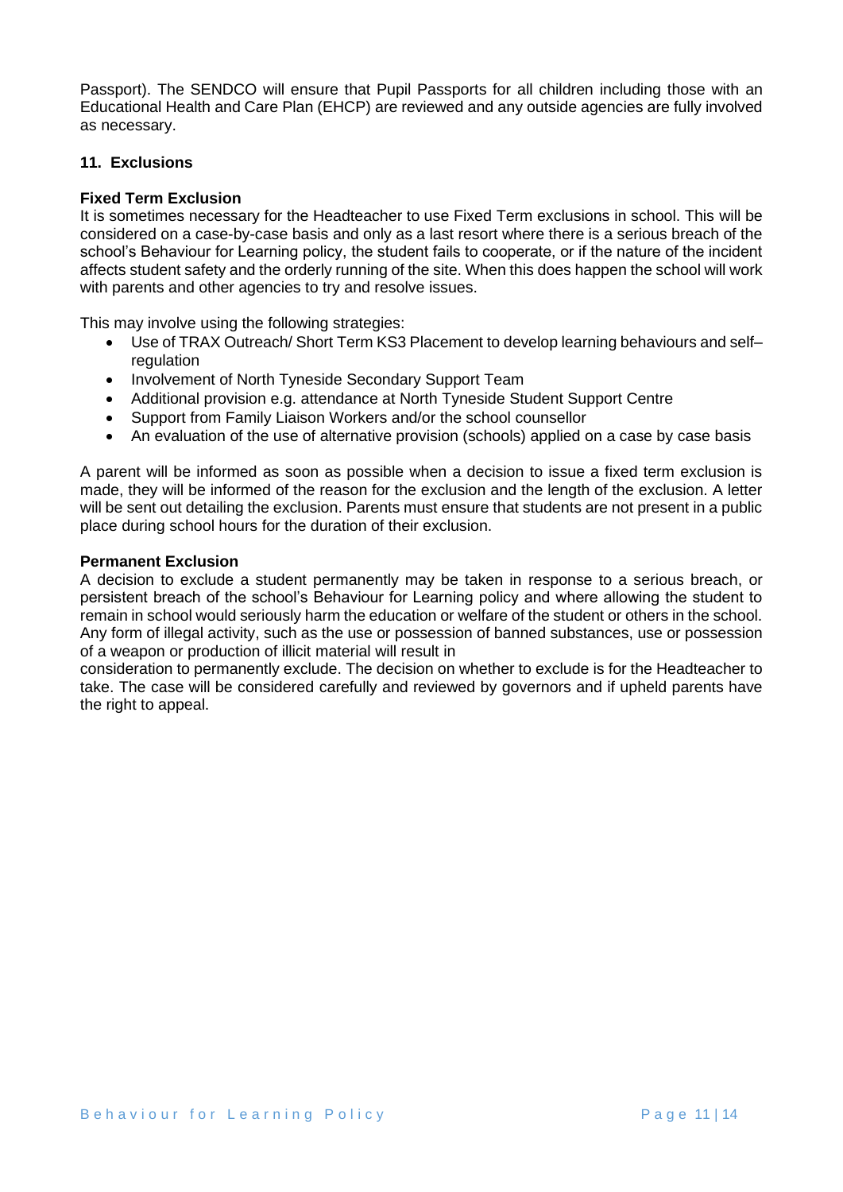Passport). The SENDCO will ensure that Pupil Passports for all children including those with an Educational Health and Care Plan (EHCP) are reviewed and any outside agencies are fully involved as necessary.

## 11. Exclusions

### Fixed Term Exclusion

It is sometimes necessary for the Headteacher to use Fixed Term exclusions in school. This will be considered on a case-by-case basis and only as a last resort where there is a serious breach of the school's Behaviour for Learning policy, the student fails to cooperate, or if the nature of the incident affects student safety and the orderly running of the site. When this does happen the school will work with parents and other agencies to try and resolve issues.

This may involve using the following strategies:

- Use of TRAX Outreach/ Short Term KS3 Placement to develop learning behaviours and self–regulation
- Involvement of North Tyneside Secondary Support Team
- Additional provision e.g. attendance at North Tyneside Student Support Centre
- Support from Family Liaison Workers and/or the school counsellor
- An evaluation of the use of alternative provision (schools) applied on a case by case basis

A parent will be informed as soon as possible when a decision to issue a fixed term exclusion is made, they will be informed of the reason for the exclusion and the length of the exclusion. A letter will be sent out detailing the exclusion. Parents must ensure that students are not present in a public place during school hours for the duration of their exclusion.

### Permanent Exclusion

A decision to exclude a student permanently may be taken in response to a serious breach, or persistent breach of the school's Behaviour for Learning policy and where allowing the student to remain in school would seriously harm the education or welfare of the student or others in the school. Any form of illegal activity, such as the use or possession of banned substances, use or possession of a weapon or production of illicit material will result in consideration to permanently exclude. The decision on whether to exclude is for the Headteacher to take. The case will be considered carefully and reviewed by governors and if upheld parents have the right to appeal.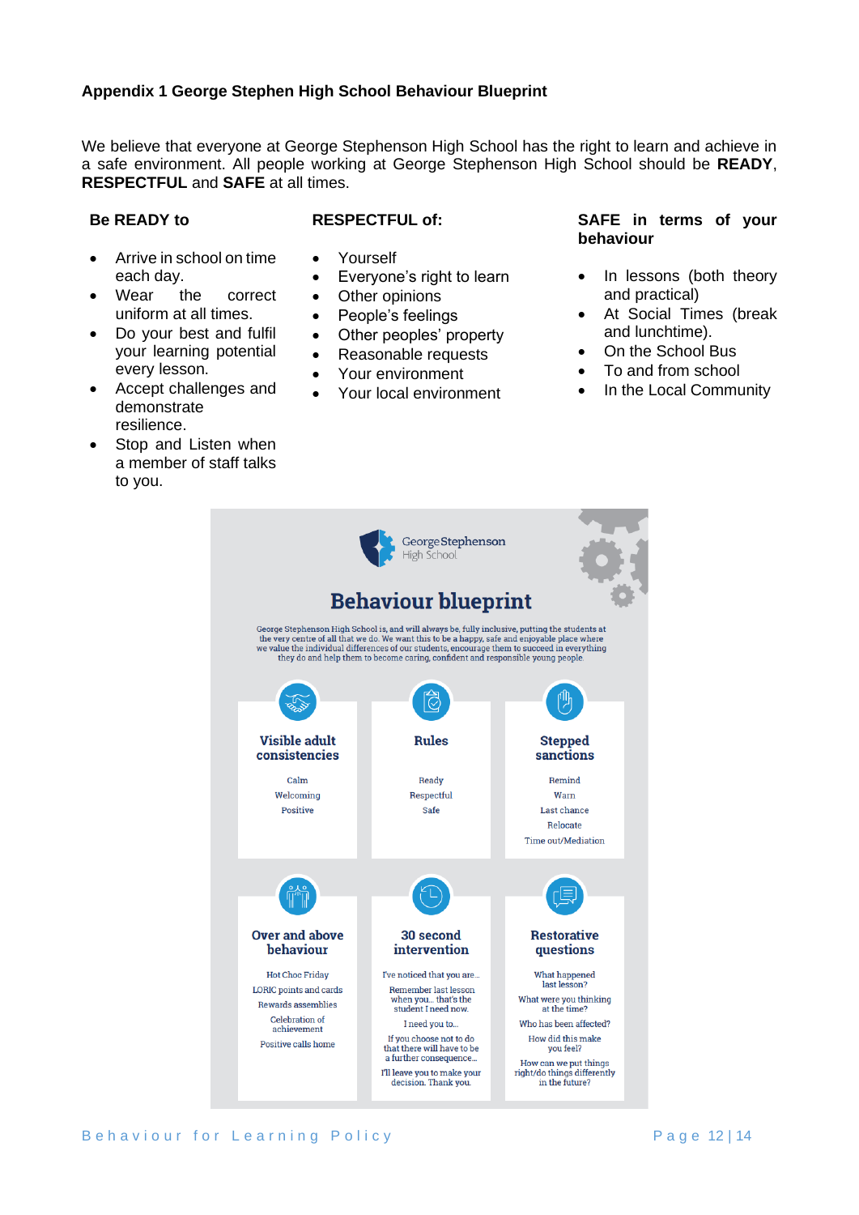**Appendix 1 George Stephen High School Behaviour Blueprint**

We believe that everyone at George Stephenson High School has the right to learn and achieve in a safe environment. All people working at George Stephenson High School should be **READY**, **RESPECTFUL** and **SAFE** at all times.

**Be READY to**

- Arrive in school on time each day.
- Wear the correct uniform at all times.
- Do your best and fulfil your learning potential every lesson.
- Accept challenges and demonstrate resilience.
- Stop and Listen when a member of staff talks to you.

**RESPECTFUL of:**

- Yourself
- Everyone's right to learn
- Other opinions
- People's feelings
- Other peoples' property
- Reasonable requests
- Your environment
- Your local environment

**SAFE in terms of your behaviour**

- In lessons (both theory and practical)
- At Social Times (break and lunchtime).
- On the School Bus
- To and from school
- In the Local Community

George Stephenson High School

# Behaviour blueprint

George Stephenson High School is, and will always be, fully inclusive, putting the students at the very centre of all that we do. We want this to be a happy, safe and enjoyable place where we value the individual differences of our students, encourage them to succeed in everything they do and help them to become caring, confident and responsible young people.

**Visible adult consistencies**

Calm
Welcoming
Positive

**Rules**

Ready
Respectful
Safe

**Stepped sanctions**

Remind
Warn
Last chance
Relocate
Time out/Mediation

**Over and above behaviour**

Hot Choc Friday
LORIC points and cards
Rewards assemblies
Celebration of achievement
Positive calls home

**30 second intervention**

I've noticed that you are...
Remember last lesson when you... that's the student I need now.
I need you to...
If you choose not to do that there will have to be a further consequence...
I'll leave you to make your decision. Thank you.

**Restorative questions**

What happened last lesson?
What were you thinking at the time?
Who has been affected?
How did this make you feel?
How can we put things right/do things differently in the future?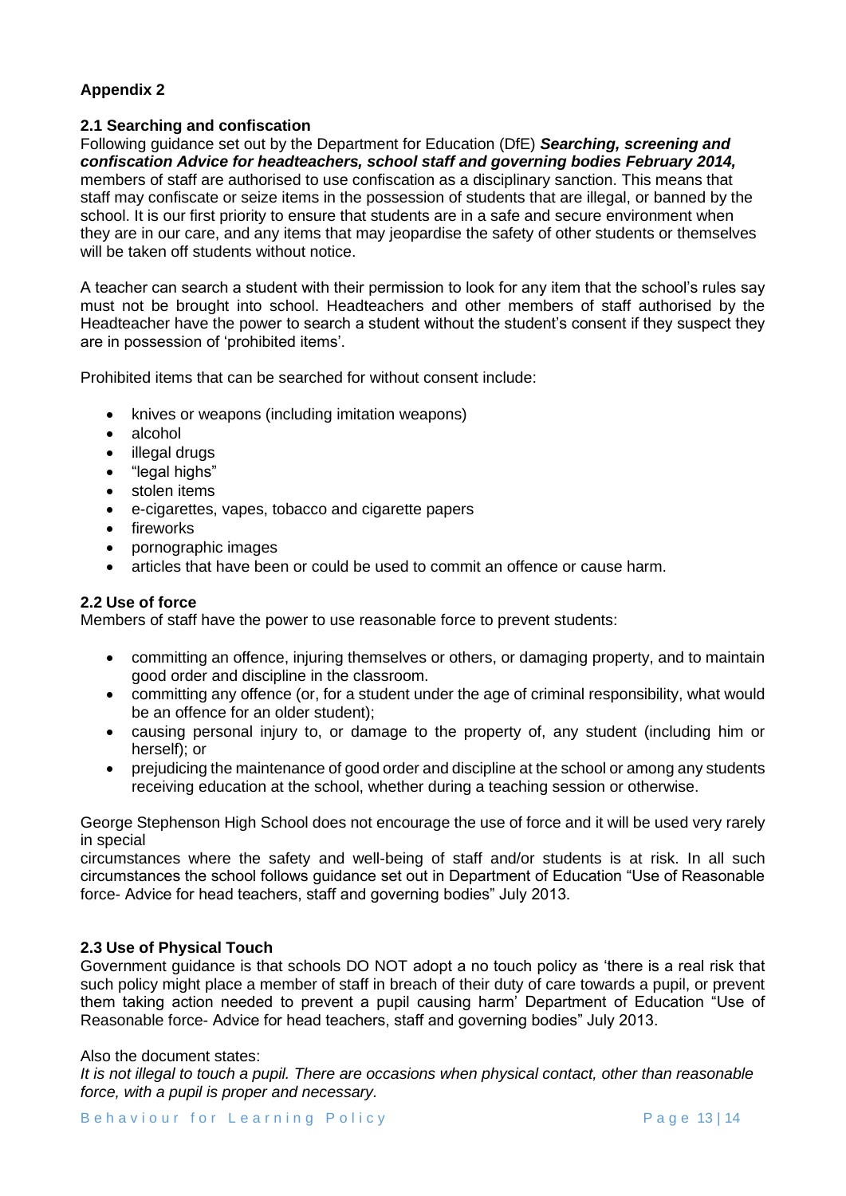## Appendix 2

### 2.1 Searching and confiscation

Following guidance set out by the Department for Education (DfE) ***Searching, screening and confiscation Advice for headteachers, school staff and governing bodies February 2014,*** members of staff are authorised to use confiscation as a disciplinary sanction. This means that staff may confiscate or seize items in the possession of students that are illegal, or banned by the school. It is our first priority to ensure that students are in a safe and secure environment when they are in our care, and any items that may jeopardise the safety of other students or themselves will be taken off students without notice.

A teacher can search a student with their permission to look for any item that the school's rules say must not be brought into school. Headteachers and other members of staff authorised by the Headteacher have the power to search a student without the student's consent if they suspect they are in possession of 'prohibited items'.

Prohibited items that can be searched for without consent include:

- knives or weapons (including imitation weapons)
- alcohol
- illegal drugs
- "legal highs"
- stolen items
- e-cigarettes, vapes, tobacco and cigarette papers
- fireworks
- pornographic images
- articles that have been or could be used to commit an offence or cause harm.

### 2.2 Use of force

Members of staff have the power to use reasonable force to prevent students:

- committing an offence, injuring themselves or others, or damaging property, and to maintain good order and discipline in the classroom.
- committing any offence (or, for a student under the age of criminal responsibility, what would be an offence for an older student);
- causing personal injury to, or damage to the property of, any student (including him or herself); or
- prejudicing the maintenance of good order and discipline at the school or among any students receiving education at the school, whether during a teaching session or otherwise.

George Stephenson High School does not encourage the use of force and it will be used very rarely in special circumstances where the safety and well-being of staff and/or students is at risk. In all such circumstances the school follows guidance set out in Department of Education "Use of Reasonable force- Advice for head teachers, staff and governing bodies" July 2013.

### 2.3 Use of Physical Touch

Government guidance is that schools DO NOT adopt a no touch policy as 'there is a real risk that such policy might place a member of staff in breach of their duty of care towards a pupil, or prevent them taking action needed to prevent a pupil causing harm' Department of Education "Use of Reasonable force- Advice for head teachers, staff and governing bodies" July 2013.

Also the document states:

*It is not illegal to touch a pupil. There are occasions when physical contact, other than reasonable force, with a pupil is proper and necessary.*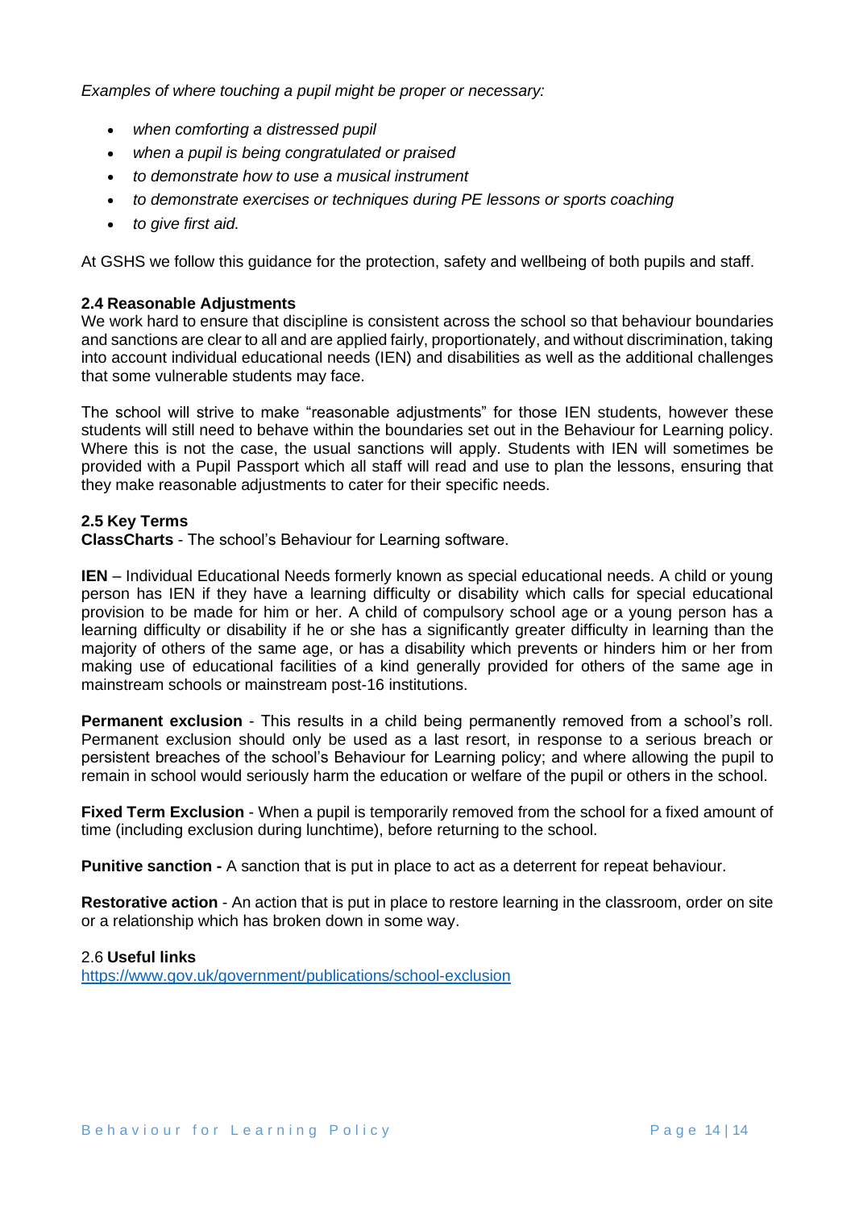*Examples of where touching a pupil might be proper or necessary:*

- *when comforting a distressed pupil*
- *when a pupil is being congratulated or praised*
- *to demonstrate how to use a musical instrument*
- *to demonstrate exercises or techniques during PE lessons or sports coaching*
- *to give first aid.*

At GSHS we follow this guidance for the protection, safety and wellbeing of both pupils and staff.

### 2.4 Reasonable Adjustments

We work hard to ensure that discipline is consistent across the school so that behaviour boundaries and sanctions are clear to all and are applied fairly, proportionately, and without discrimination, taking into account individual educational needs (IEN) and disabilities as well as the additional challenges that some vulnerable students may face.

The school will strive to make "reasonable adjustments" for those IEN students, however these students will still need to behave within the boundaries set out in the Behaviour for Learning policy. Where this is not the case, the usual sanctions will apply. Students with IEN will sometimes be provided with a Pupil Passport which all staff will read and use to plan the lessons, ensuring that they make reasonable adjustments to cater for their specific needs.

### 2.5 Key Terms

**ClassCharts** - The school's Behaviour for Learning software.

**IEN** – Individual Educational Needs formerly known as special educational needs. A child or young person has IEN if they have a learning difficulty or disability which calls for special educational provision to be made for him or her. A child of compulsory school age or a young person has a learning difficulty or disability if he or she has a significantly greater difficulty in learning than the majority of others of the same age, or has a disability which prevents or hinders him or her from making use of educational facilities of a kind generally provided for others of the same age in mainstream schools or mainstream post-16 institutions.

**Permanent exclusion** - This results in a child being permanently removed from a school's roll. Permanent exclusion should only be used as a last resort, in response to a serious breach or persistent breaches of the school's Behaviour for Learning policy; and where allowing the pupil to remain in school would seriously harm the education or welfare of the pupil or others in the school.

**Fixed Term Exclusion** - When a pupil is temporarily removed from the school for a fixed amount of time (including exclusion during lunchtime), before returning to the school.

**Punitive sanction -** A sanction that is put in place to act as a deterrent for repeat behaviour.

**Restorative action** - An action that is put in place to restore learning in the classroom, order on site or a relationship which has broken down in some way.

### 2.6 Useful links

https://www.gov.uk/government/publications/school-exclusion